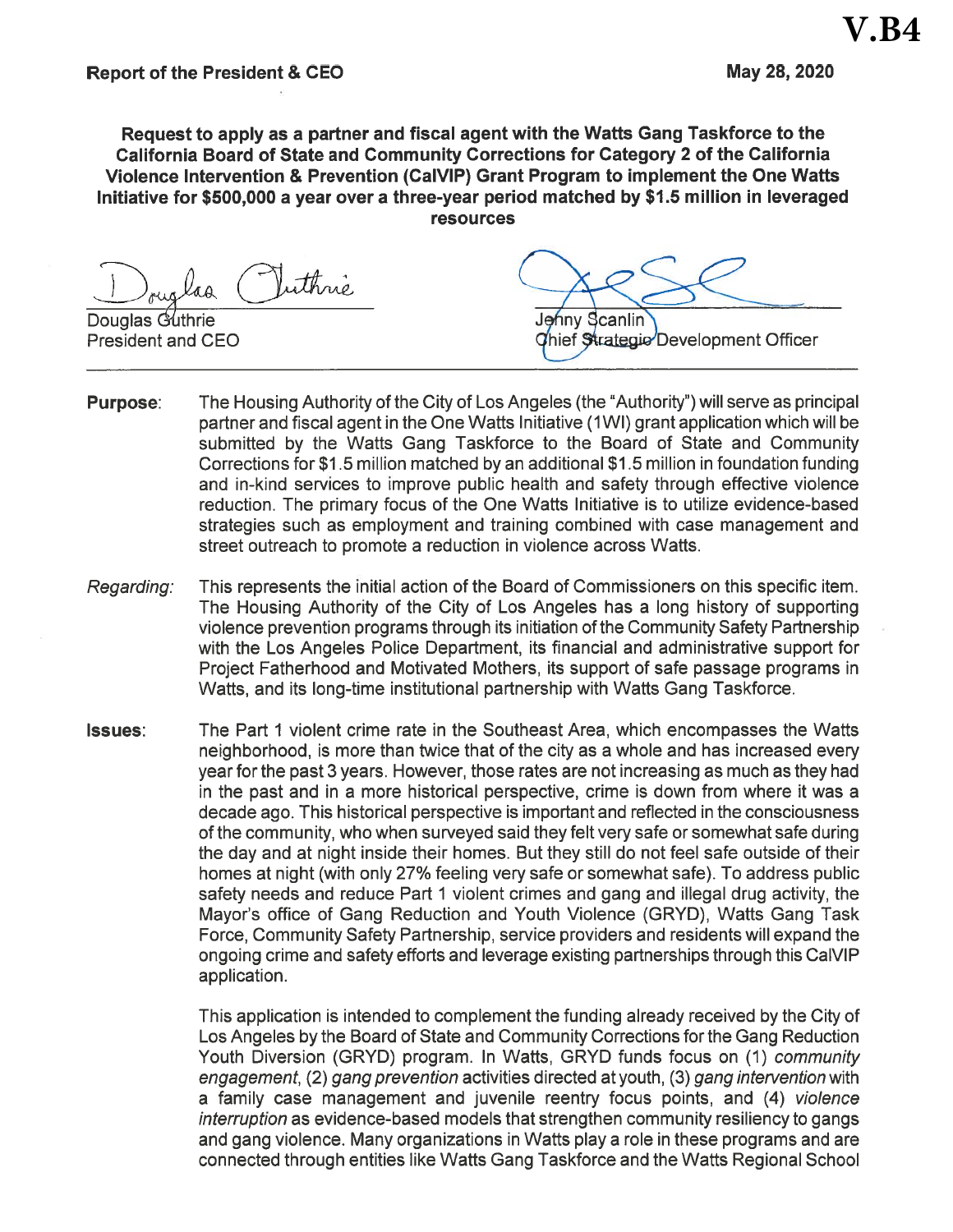**V.B4**

**Report of the President & CEO** **May 28, 2020**

**Request to apply as a partner and fiscal agent with the Watts Gang Taskforce to the California Board of State and Community Corrections for Category 2 of the California Violence Intervention & Prevention (CalVIP) Grant Program to implement the One Watts Initiative for $500,000 a year over a three-year period matched by $1.5 million in leveraged resources**

Douglas Guthrie
President and CEO

Jenny Scanlin
Chief Strategic Development Officer

---

**Purpose:** The Housing Authority of the City of Los Angeles (the "Authority") will serve as principal partner and fiscal agent in the One Watts Initiative (1WI) grant application which will be submitted by the Watts Gang Taskforce to the Board of State and Community Corrections for $1.5 million matched by an additional $1.5 million in foundation funding and in-kind services to improve public health and safety through effective violence reduction. The primary focus of the One Watts Initiative is to utilize evidence-based strategies such as employment and training combined with case management and street outreach to promote a reduction in violence across Watts.

*Regarding:* This represents the initial action of the Board of Commissioners on this specific item. The Housing Authority of the City of Los Angeles has a long history of supporting violence prevention programs through its initiation of the Community Safety Partnership with the Los Angeles Police Department, its financial and administrative support for Project Fatherhood and Motivated Mothers, its support of safe passage programs in Watts, and its long-time institutional partnership with Watts Gang Taskforce.

**Issues:** The Part 1 violent crime rate in the Southeast Area, which encompasses the Watts neighborhood, is more than twice that of the city as a whole and has increased every year for the past 3 years. However, those rates are not increasing as much as they had in the past and in a more historical perspective, crime is down from where it was a decade ago. This historical perspective is important and reflected in the consciousness of the community, who when surveyed said they felt very safe or somewhat safe during the day and at night inside their homes. But they still do not feel safe outside of their homes at night (with only 27% feeling very safe or somewhat safe). To address public safety needs and reduce Part 1 violent crimes and gang and illegal drug activity, the Mayor's office of Gang Reduction and Youth Violence (GRYD), Watts Gang Task Force, Community Safety Partnership, service providers and residents will expand the ongoing crime and safety efforts and leverage existing partnerships through this CalVIP application.

This application is intended to complement the funding already received by the City of Los Angeles by the Board of State and Community Corrections for the Gang Reduction Youth Diversion (GRYD) program. In Watts, GRYD funds focus on (1) *community engagement*, (2) *gang prevention* activities directed at youth, (3) *gang intervention* with a family case management and juvenile reentry focus points, and (4) *violence interruption* as evidence-based models that strengthen community resiliency to gangs and gang violence. Many organizations in Watts play a role in these programs and are connected through entities like Watts Gang Taskforce and the Watts Regional School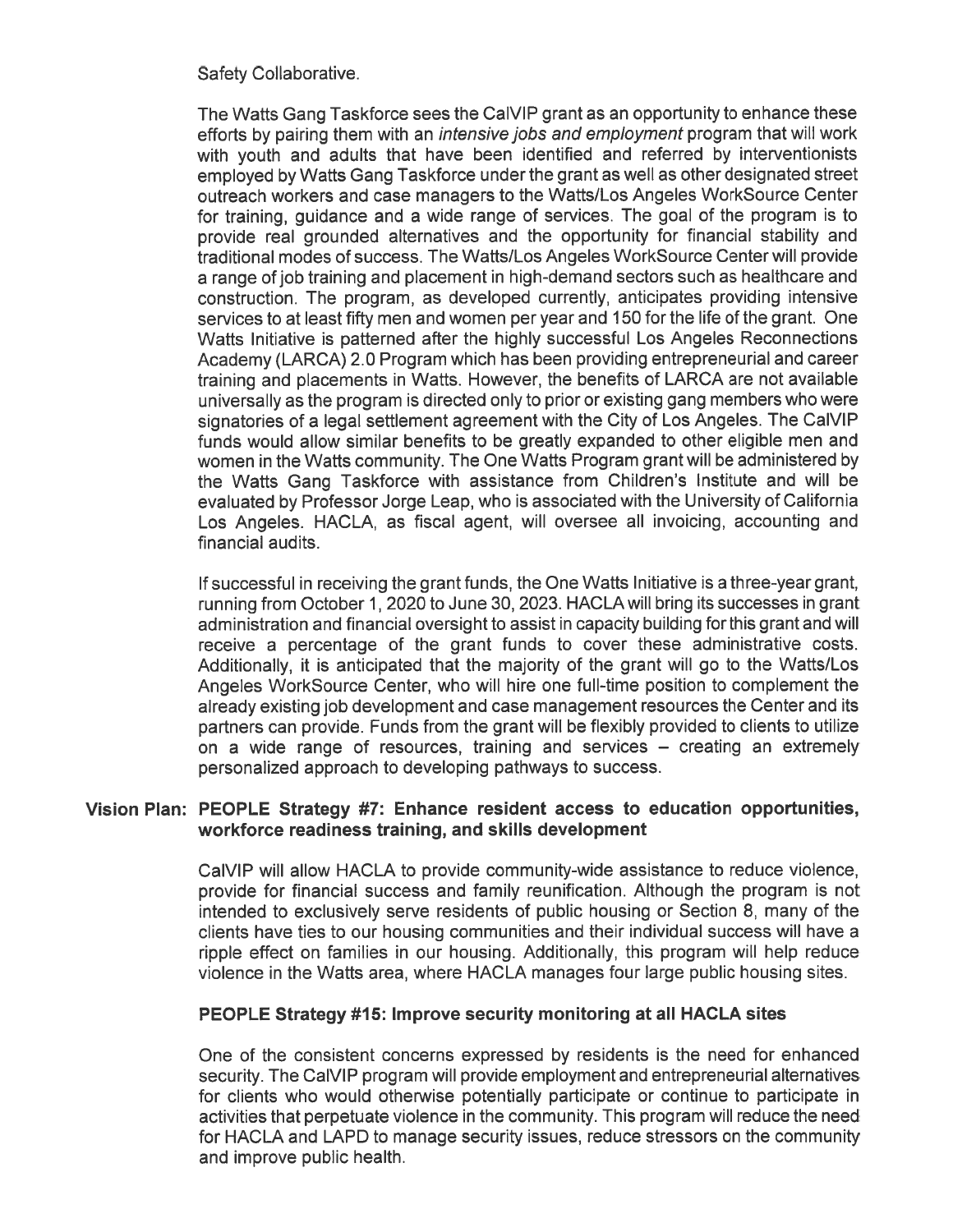Safety Collaborative.

The Watts Gang Taskforce sees the CalVIP grant as an opportunity to enhance these efforts by pairing them with an *intensive jobs and employment* program that will work with youth and adults that have been identified and referred by interventionists employed by Watts Gang Taskforce under the grant as well as other designated street outreach workers and case managers to the Watts/Los Angeles WorkSource Center for training, guidance and a wide range of services. The goal of the program is to provide real grounded alternatives and the opportunity for financial stability and traditional modes of success. The Watts/Los Angeles WorkSource Center will provide a range of job training and placement in high-demand sectors such as healthcare and construction. The program, as developed currently, anticipates providing intensive services to at least fifty men and women per year and 150 for the life of the grant. One Watts Initiative is patterned after the highly successful Los Angeles Reconnections Academy (LARCA) 2.0 Program which has been providing entrepreneurial and career training and placements in Watts. However, the benefits of LARCA are not available universally as the program is directed only to prior or existing gang members who were signatories of a legal settlement agreement with the City of Los Angeles. The CalVIP funds would allow similar benefits to be greatly expanded to other eligible men and women in the Watts community. The One Watts Program grant will be administered by the Watts Gang Taskforce with assistance from Children's Institute and will be evaluated by Professor Jorge Leap, who is associated with the University of California Los Angeles. HACLA, as fiscal agent, will oversee all invoicing, accounting and financial audits.

If successful in receiving the grant funds, the One Watts Initiative is a three-year grant, running from October 1, 2020 to June 30, 2023. HACLA will bring its successes in grant administration and financial oversight to assist in capacity building for this grant and will receive a percentage of the grant funds to cover these administrative costs. Additionally, it is anticipated that the majority of the grant will go to the Watts/Los Angeles WorkSource Center, who will hire one full-time position to complement the already existing job development and case management resources the Center and its partners can provide. Funds from the grant will be flexibly provided to clients to utilize on a wide range of resources, training and services – creating an extremely personalized approach to developing pathways to success.

**Vision Plan: PEOPLE Strategy #7: Enhance resident access to education opportunities, workforce readiness training, and skills development**

CalVIP will allow HACLA to provide community-wide assistance to reduce violence, provide for financial success and family reunification. Although the program is not intended to exclusively serve residents of public housing or Section 8, many of the clients have ties to our housing communities and their individual success will have a ripple effect on families in our housing. Additionally, this program will help reduce violence in the Watts area, where HACLA manages four large public housing sites.

**PEOPLE Strategy #15: Improve security monitoring at all HACLA sites**

One of the consistent concerns expressed by residents is the need for enhanced security. The CalVIP program will provide employment and entrepreneurial alternatives for clients who would otherwise potentially participate or continue to participate in activities that perpetuate violence in the community. This program will reduce the need for HACLA and LAPD to manage security issues, reduce stressors on the community and improve public health.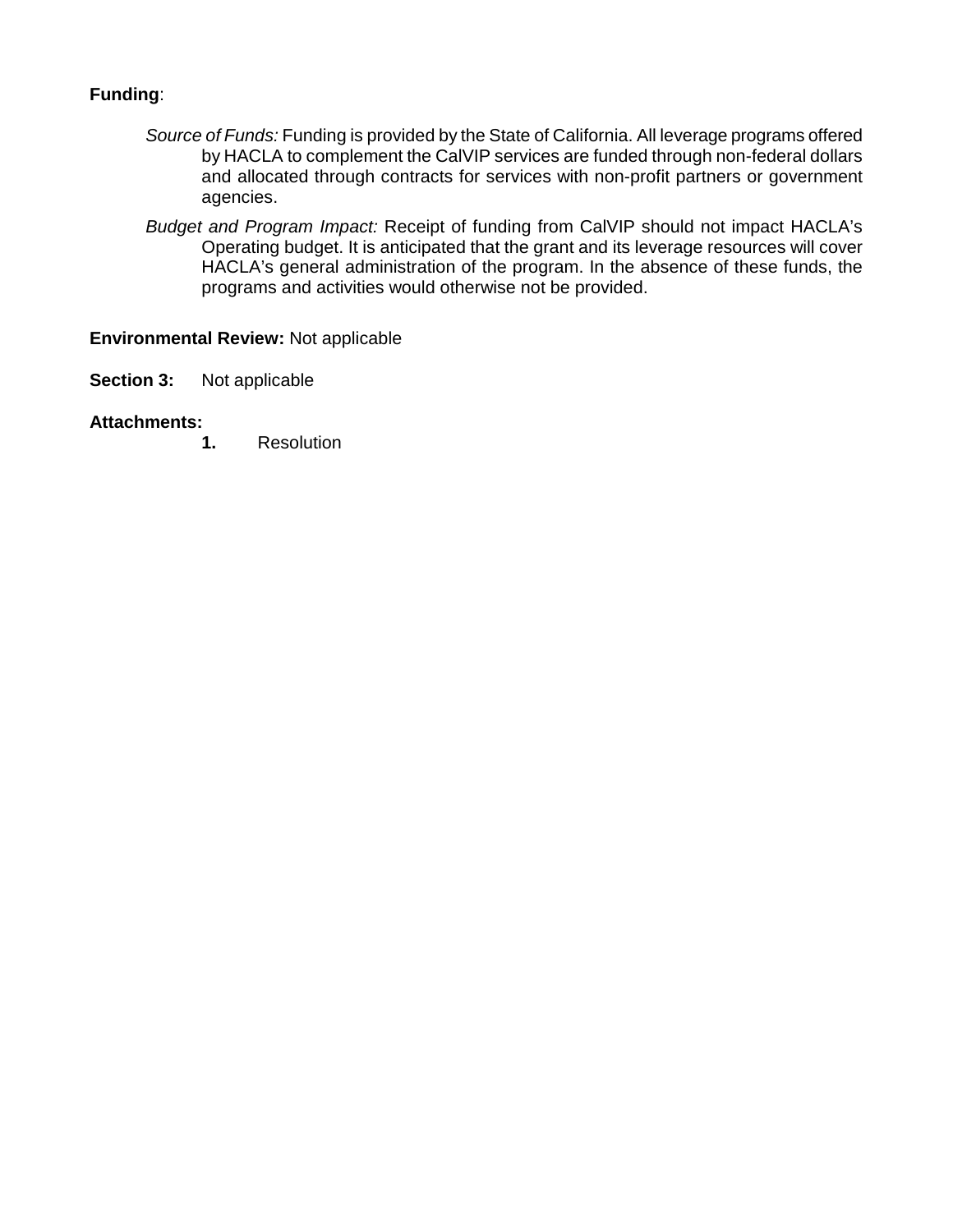**Funding**:

*Source of Funds:* Funding is provided by the State of California. All leverage programs offered by HACLA to complement the CalVIP services are funded through non-federal dollars and allocated through contracts for services with non-profit partners or government agencies.

*Budget and Program Impact:* Receipt of funding from CalVIP should not impact HACLA's Operating budget. It is anticipated that the grant and its leverage resources will cover HACLA's general administration of the program. In the absence of these funds, the programs and activities would otherwise not be provided.

**Environmental Review:** Not applicable

**Section 3:** Not applicable

**Attachments:**

1. Resolution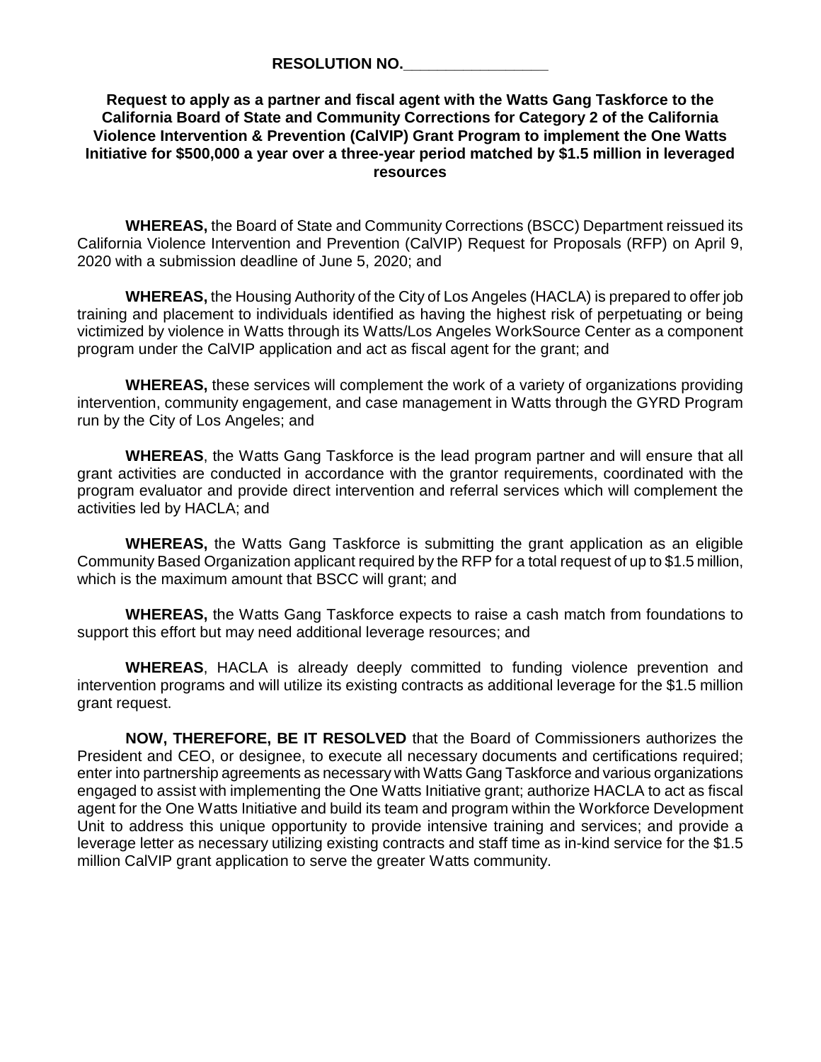**RESOLUTION NO.\_\_\_\_\_\_\_\_\_\_\_\_\_\_\_\_\_\_**

**Request to apply as a partner and fiscal agent with the Watts Gang Taskforce to the California Board of State and Community Corrections for Category 2 of the California Violence Intervention & Prevention (CalVIP) Grant Program to implement the One Watts Initiative for $500,000 a year over a three-year period matched by $1.5 million in leveraged resources**

**WHEREAS,** the Board of State and Community Corrections (BSCC) Department reissued its California Violence Intervention and Prevention (CalVIP) Request for Proposals (RFP) on April 9, 2020 with a submission deadline of June 5, 2020; and

**WHEREAS,** the Housing Authority of the City of Los Angeles (HACLA) is prepared to offer job training and placement to individuals identified as having the highest risk of perpetuating or being victimized by violence in Watts through its Watts/Los Angeles WorkSource Center as a component program under the CalVIP application and act as fiscal agent for the grant; and

**WHEREAS,** these services will complement the work of a variety of organizations providing intervention, community engagement, and case management in Watts through the GYRD Program run by the City of Los Angeles; and

**WHEREAS**, the Watts Gang Taskforce is the lead program partner and will ensure that all grant activities are conducted in accordance with the grantor requirements, coordinated with the program evaluator and provide direct intervention and referral services which will complement the activities led by HACLA; and

**WHEREAS,** the Watts Gang Taskforce is submitting the grant application as an eligible Community Based Organization applicant required by the RFP for a total request of up to $1.5 million, which is the maximum amount that BSCC will grant; and

**WHEREAS,** the Watts Gang Taskforce expects to raise a cash match from foundations to support this effort but may need additional leverage resources; and

**WHEREAS**, HACLA is already deeply committed to funding violence prevention and intervention programs and will utilize its existing contracts as additional leverage for the $1.5 million grant request.

**NOW, THEREFORE, BE IT RESOLVED** that the Board of Commissioners authorizes the President and CEO, or designee, to execute all necessary documents and certifications required; enter into partnership agreements as necessary with Watts Gang Taskforce and various organizations engaged to assist with implementing the One Watts Initiative grant; authorize HACLA to act as fiscal agent for the One Watts Initiative and build its team and program within the Workforce Development Unit to address this unique opportunity to provide intensive training and services; and provide a leverage letter as necessary utilizing existing contracts and staff time as in-kind service for the $1.5 million CalVIP grant application to serve the greater Watts community.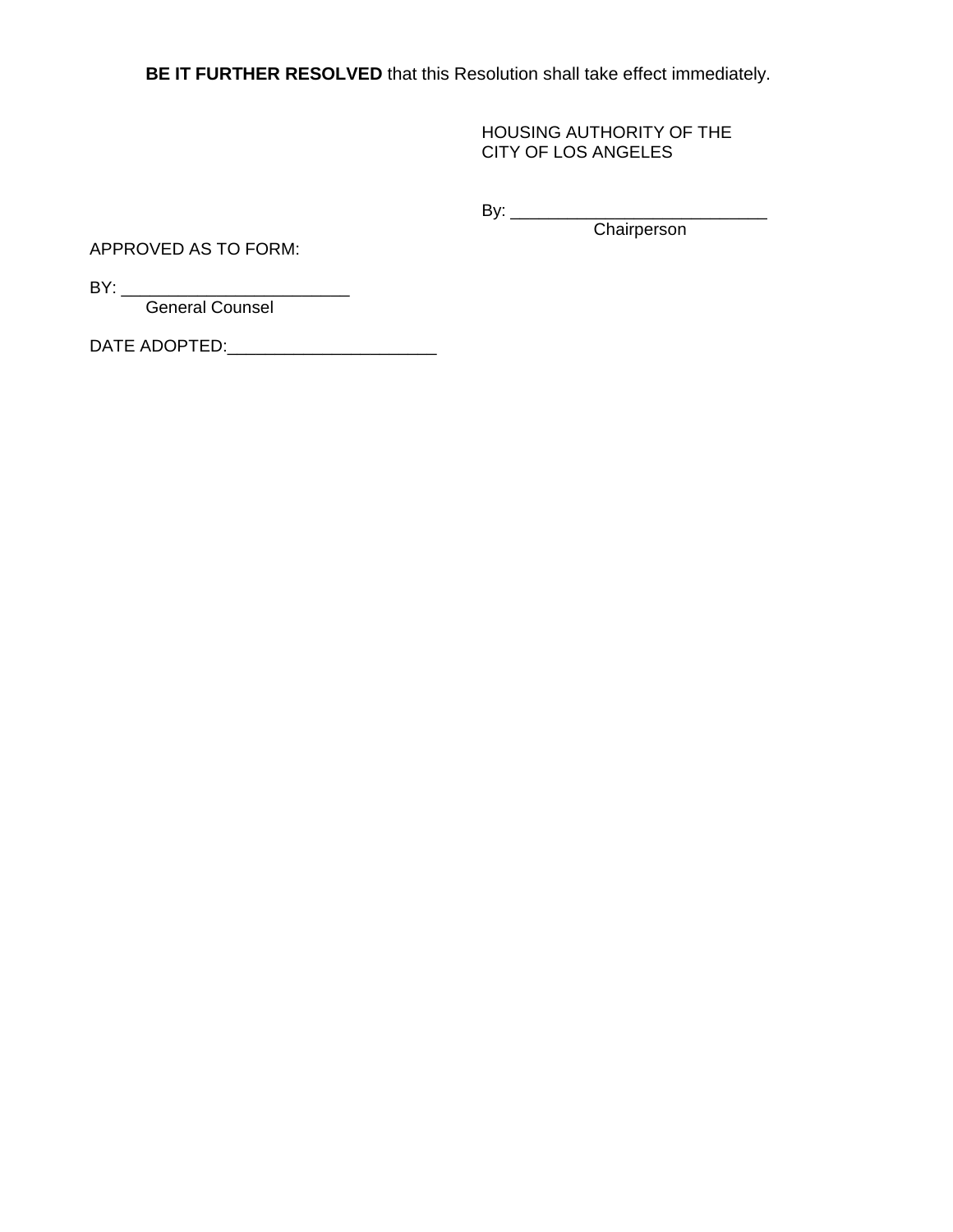**BE IT FURTHER RESOLVED** that this Resolution shall take effect immediately.

HOUSING AUTHORITY OF THE
CITY OF LOS ANGELES

By: ___________________________
Chairperson

APPROVED AS TO FORM:

BY: ________________________
General Counsel

DATE ADOPTED:_____________________